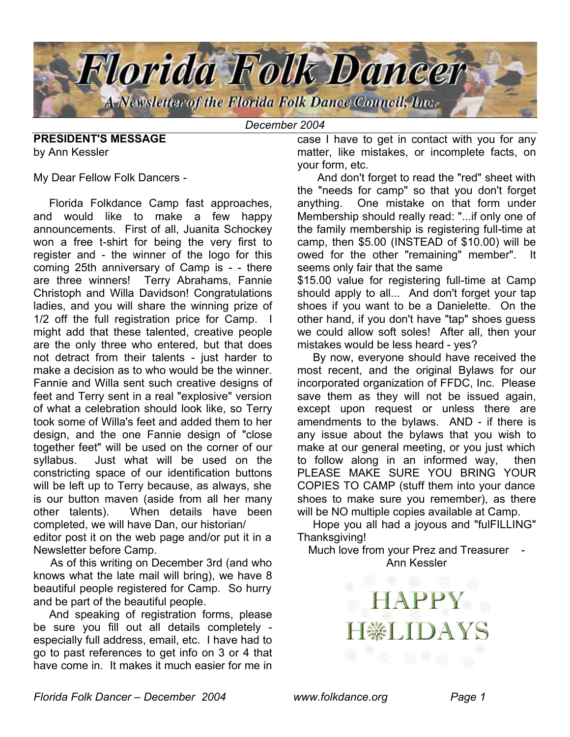# Florida Folk Dancer

*A Newsletter of the Florida Folk Dance Council, Inc.*

*December 2004*

## PRESIDENT'S MESSAGE

by Ann Kessler

My Dear Fellow Folk Dancers -

Florida Folkdance Camp fast approaches, and would like to make a few happy announcements. First of all, Juanita Schockey won a free t-shirt for being the very first to register and - the winner of the logo for this coming 25th anniversary of Camp is - - there are three winners! Terry Abrahams, Fannie Christoph and Willa Davidson! Congratulations ladies, and you will share the winning prize of 1/2 off the full registration price for Camp. I might add that these talented, creative people are the only three who entered, but that does not detract from their talents - just harder to make a decision as to who would be the winner. Fannie and Willa sent such creative designs of feet and Terry sent in a real "explosive" version of what a celebration should look like, so Terry took some of Willa's feet and added them to her design, and the one Fannie design of "close together feet" will be used on the corner of our syllabus. Just what will be used on the constricting space of our identification buttons will be left up to Terry because, as always, she is our button maven (aside from all her many other talents). When details have been completed, we will have Dan, our historian/editor post it on the web page and/or put it in a Newsletter before Camp.

As of this writing on December 3rd (and who knows what the late mail will bring), we have 8 beautiful people registered for Camp. So hurry and be part of the beautiful people.

And speaking of registration forms, please be sure you fill out all details completely - especially full address, email, etc. I have had to go to past references to get info on 3 or 4 that have come in. It makes it much easier for me in case I have to get in contact with you for any matter, like mistakes, or incomplete facts, on your form, etc.

And don't forget to read the "red" sheet with the "needs for camp" so that you don't forget anything. One mistake on that form under Membership should really read: "...if only one of the family membership is registering full-time at camp, then $5.00 (INSTEAD of $10.00) will be owed for the other "remaining" member". It seems only fair that the same $15.00 value for registering full-time at Camp should apply to all... And don't forget your tap shoes if you want to be a Danielette. On the other hand, if you don't have "tap" shoes guess we could allow soft soles! After all, then your mistakes would be less heard - yes?

By now, everyone should have received the most recent, and the original Bylaws for our incorporated organization of FFDC, Inc. Please save them as they will not be issued again, except upon request or unless there are amendments to the bylaws. AND - if there is any issue about the bylaws that you wish to make at our general meeting, or you just which to follow along in an informed way, then PLEASE MAKE SURE YOU BRING YOUR COPIES TO CAMP (stuff them into your dance shoes to make sure you remember), as there will be NO multiple copies available at Camp.

Hope you all had a joyous and "fulFILLING" Thanksgiving!

Much love from your Prez and Treasurer - Ann Kessler

HAPPY HOLIDAYS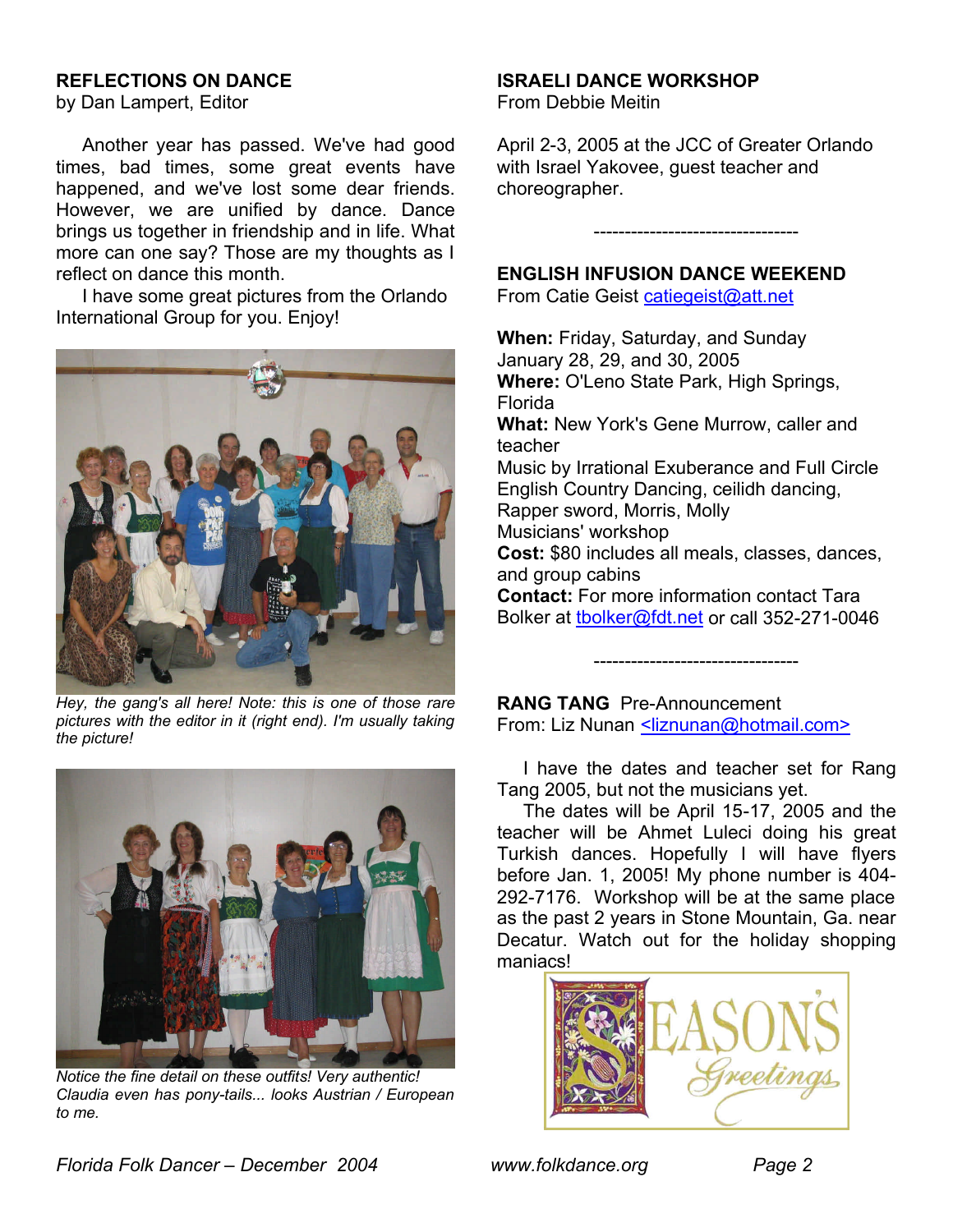## REFLECTIONS ON DANCE

by Dan Lampert, Editor

Another year has passed. We've had good times, bad times, some great events have happened, and we've lost some dear friends. However, we are unified by dance. Dance brings us together in friendship and in life. What more can one say? Those are my thoughts as I reflect on dance this month.

I have some great pictures from the Orlando International Group for you. Enjoy!

*Hey, the gang's all here! Note: this is one of those rare pictures with the editor in it (right end). I'm usually taking the picture!*

*Notice the fine detail on these outfits! Very authentic! Claudia even has pony-tails... looks Austrian / European to me.*

## ISRAELI DANCE WORKSHOP

From Debbie Meitin

April 2-3, 2005 at the JCC of Greater Orlando with Israel Yakovee, guest teacher and choreographer.

---------------------------------

## ENGLISH INFUSION DANCE WEEKEND

From Catie Geist catiegeist@att.net

**When:** Friday, Saturday, and Sunday January 28, 29, and 30, 2005

**Where:** O'Leno State Park, High Springs, Florida

**What:** New York's Gene Murrow, caller and teacher

Music by Irrational Exuberance and Full Circle

English Country Dancing, ceilidh dancing, Rapper sword, Morris, Molly

Musicians' workshop

**Cost:** $80 includes all meals, classes, dances, and group cabins

**Contact:** For more information contact Tara Bolker at tbolker@fdt.net or call 352-271-0046

---------------------------------

## RANG TANG Pre-Announcement

From: Liz Nunan <liznunan@hotmail.com>

I have the dates and teacher set for Rang Tang 2005, but not the musicians yet.

The dates will be April 15-17, 2005 and the teacher will be Ahmet Luleci doing his great Turkish dances. Hopefully I will have flyers before Jan. 1, 2005! My phone number is 404-292-7176. Workshop will be at the same place as the past 2 years in Stone Mountain, Ga. near Decatur. Watch out for the holiday shopping maniacs!

SEASONS Greetings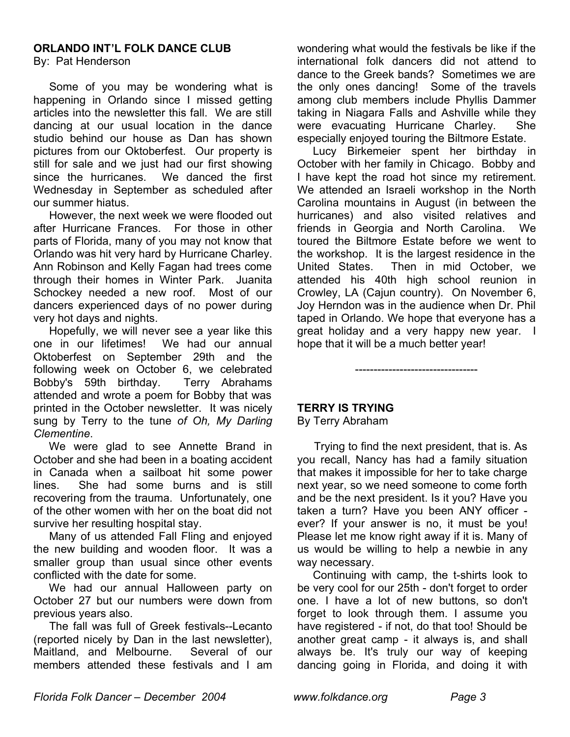**ORLANDO INT'L FOLK DANCE CLUB**
By: Pat Henderson

Some of you may be wondering what is happening in Orlando since I missed getting articles into the newsletter this fall. We are still dancing at our usual location in the dance studio behind our house as Dan has shown pictures from our Oktoberfest. Our property is still for sale and we just had our first showing since the hurricanes. We danced the first Wednesday in September as scheduled after our summer hiatus.

However, the next week we were flooded out after Hurricane Frances. For those in other parts of Florida, many of you may not know that Orlando was hit very hard by Hurricane Charley. Ann Robinson and Kelly Fagan had trees come through their homes in Winter Park. Juanita Schockey needed a new roof. Most of our dancers experienced days of no power during very hot days and nights.

Hopefully, we will never see a year like this one in our lifetimes! We had our annual Oktoberfest on September 29th and the following week on October 6, we celebrated Bobby's 59th birthday. Terry Abrahams attended and wrote a poem for Bobby that was printed in the October newsletter. It was nicely sung by Terry to the tune *of Oh, My Darling Clementine*.

We were glad to see Annette Brand in October and she had been in a boating accident in Canada when a sailboat hit some power lines. She had some burns and is still recovering from the trauma. Unfortunately, one of the other women with her on the boat did not survive her resulting hospital stay.

Many of us attended Fall Fling and enjoyed the new building and wooden floor. It was a smaller group than usual since other events conflicted with the date for some.

We had our annual Halloween party on October 27 but our numbers were down from previous years also.

The fall was full of Greek festivals--Lecanto (reported nicely by Dan in the last newsletter), Maitland, and Melbourne. Several of our members attended these festivals and I am wondering what would the festivals be like if the international folk dancers did not attend to dance to the Greek bands? Sometimes we are the only ones dancing! Some of the travels among club members include Phyllis Dammer taking in Niagara Falls and Ashville while they were evacuating Hurricane Charley. She especially enjoyed touring the Biltmore Estate.

Lucy Birkemeier spent her birthday in October with her family in Chicago. Bobby and I have kept the road hot since my retirement. We attended an Israeli workshop in the North Carolina mountains in August (in between the hurricanes) and also visited relatives and friends in Georgia and North Carolina. We toured the Biltmore Estate before we went to the workshop. It is the largest residence in the United States. Then in mid October, we attended his 40th high school reunion in Crowley, LA (Cajun country). On November 6, Joy Herndon was in the audience when Dr. Phil taped in Orlando. We hope that everyone has a great holiday and a very happy new year. I hope that it will be a much better year!

---------------------------------

**TERRY IS TRYING**
By Terry Abraham

Trying to find the next president, that is. As you recall, Nancy has had a family situation that makes it impossible for her to take charge next year, so we need someone to come forth and be the next president. Is it you? Have you taken a turn? Have you been ANY officer - ever? If your answer is no, it must be you! Please let me know right away if it is. Many of us would be willing to help a newbie in any way necessary.

Continuing with camp, the t-shirts look to be very cool for our 25th - don't forget to order one. I have a lot of new buttons, so don't forget to look through them. I assume you have registered - if not, do that too! Should be another great camp - it always is, and shall always be. It's truly our way of keeping dancing going in Florida, and doing it with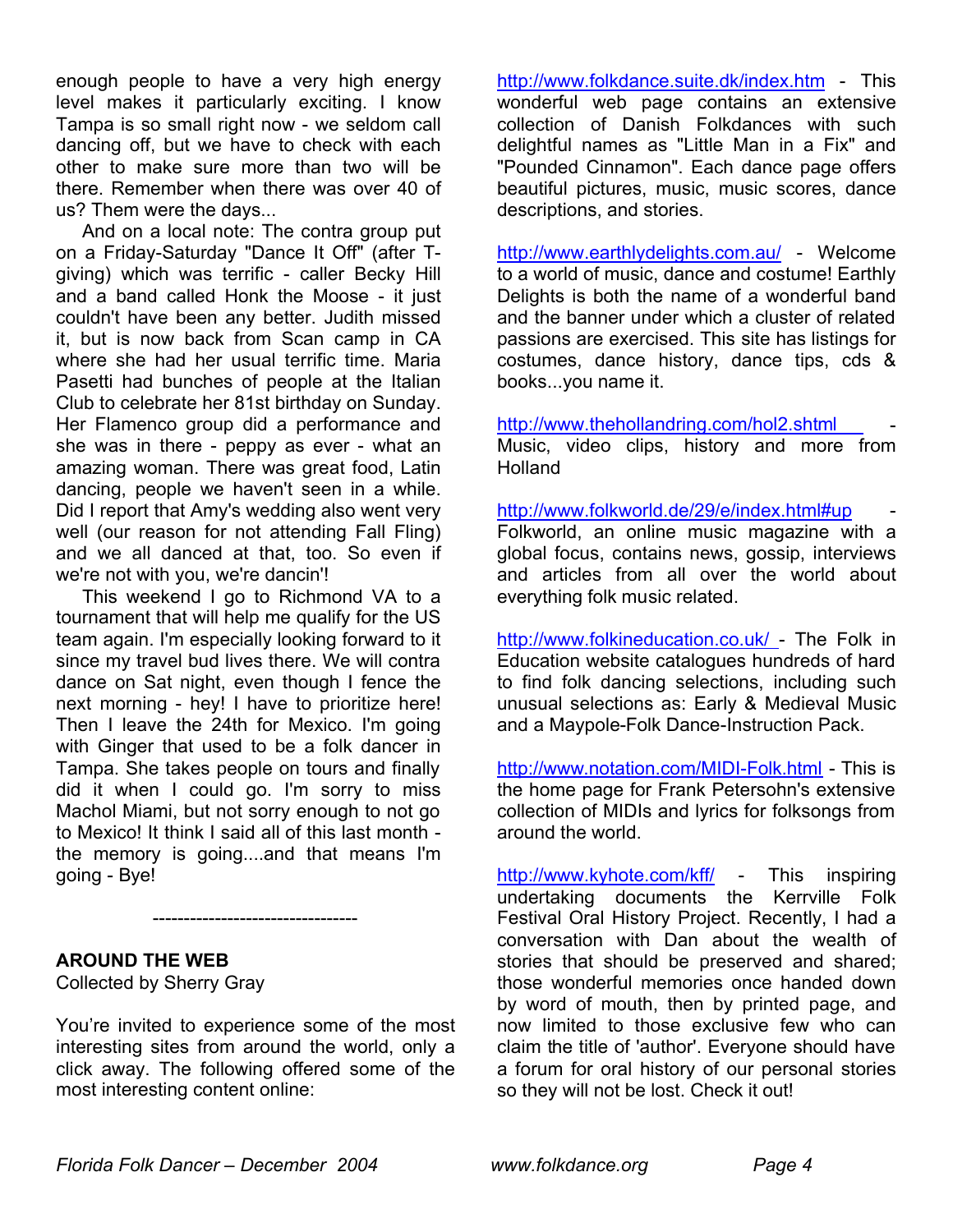enough people to have a very high energy level makes it particularly exciting. I know Tampa is so small right now - we seldom call dancing off, but we have to check with each other to make sure more than two will be there. Remember when there was over 40 of us? Them were the days...

And on a local note: The contra group put on a Friday-Saturday "Dance It Off" (after T-giving) which was terrific - caller Becky Hill and a band called Honk the Moose - it just couldn't have been any better. Judith missed it, but is now back from Scan camp in CA where she had her usual terrific time. Maria Pasetti had bunches of people at the Italian Club to celebrate her 81st birthday on Sunday. Her Flamenco group did a performance and she was in there - peppy as ever - what an amazing woman. There was great food, Latin dancing, people we haven't seen in a while. Did I report that Amy's wedding also went very well (our reason for not attending Fall Fling) and we all danced at that, too. So even if we're not with you, we're dancin'!

This weekend I go to Richmond VA to a tournament that will help me qualify for the US team again. I'm especially looking forward to it since my travel bud lives there. We will contra dance on Sat night, even though I fence the next morning - hey! I have to prioritize here! Then I leave the 24th for Mexico. I'm going with Ginger that used to be a folk dancer in Tampa. She takes people on tours and finally did it when I could go. I'm sorry to miss Machol Miami, but not sorry enough to not go to Mexico! It think I said all of this last month - the memory is going....and that means I'm going - Bye!

---------------------------------

**AROUND THE WEB**
Collected by Sherry Gray

You're invited to experience some of the most interesting sites from around the world, only a click away. The following offered some of the most interesting content online:

http://www.folkdance.suite.dk/index.htm - This wonderful web page contains an extensive collection of Danish Folkdances with such delightful names as "Little Man in a Fix" and "Pounded Cinnamon". Each dance page offers beautiful pictures, music, music scores, dance descriptions, and stories.

http://www.earthlydelights.com.au/ - Welcome to a world of music, dance and costume! Earthly Delights is both the name of a wonderful band and the banner under which a cluster of related passions are exercised. This site has listings for costumes, dance history, dance tips, cds & books...you name it.

http://www.thehollandring.com/hol2.shtml - Music, video clips, history and more from Holland

http://www.folkworld.de/29/e/index.html#up - Folkworld, an online music magazine with a global focus, contains news, gossip, interviews and articles from all over the world about everything folk music related.

http://www.folkineducation.co.uk/ - The Folk in Education website catalogues hundreds of hard to find folk dancing selections, including such unusual selections as: Early & Medieval Music and a Maypole-Folk Dance-Instruction Pack.

http://www.notation.com/MIDI-Folk.html - This is the home page for Frank Petersohn's extensive collection of MIDIs and lyrics for folksongs from around the world.

http://www.kyhote.com/kff/ - This inspiring undertaking documents the Kerrville Folk Festival Oral History Project. Recently, I had a conversation with Dan about the wealth of stories that should be preserved and shared; those wonderful memories once handed down by word of mouth, then by printed page, and now limited to those exclusive few who can claim the title of 'author'. Everyone should have a forum for oral history of our personal stories so they will not be lost. Check it out!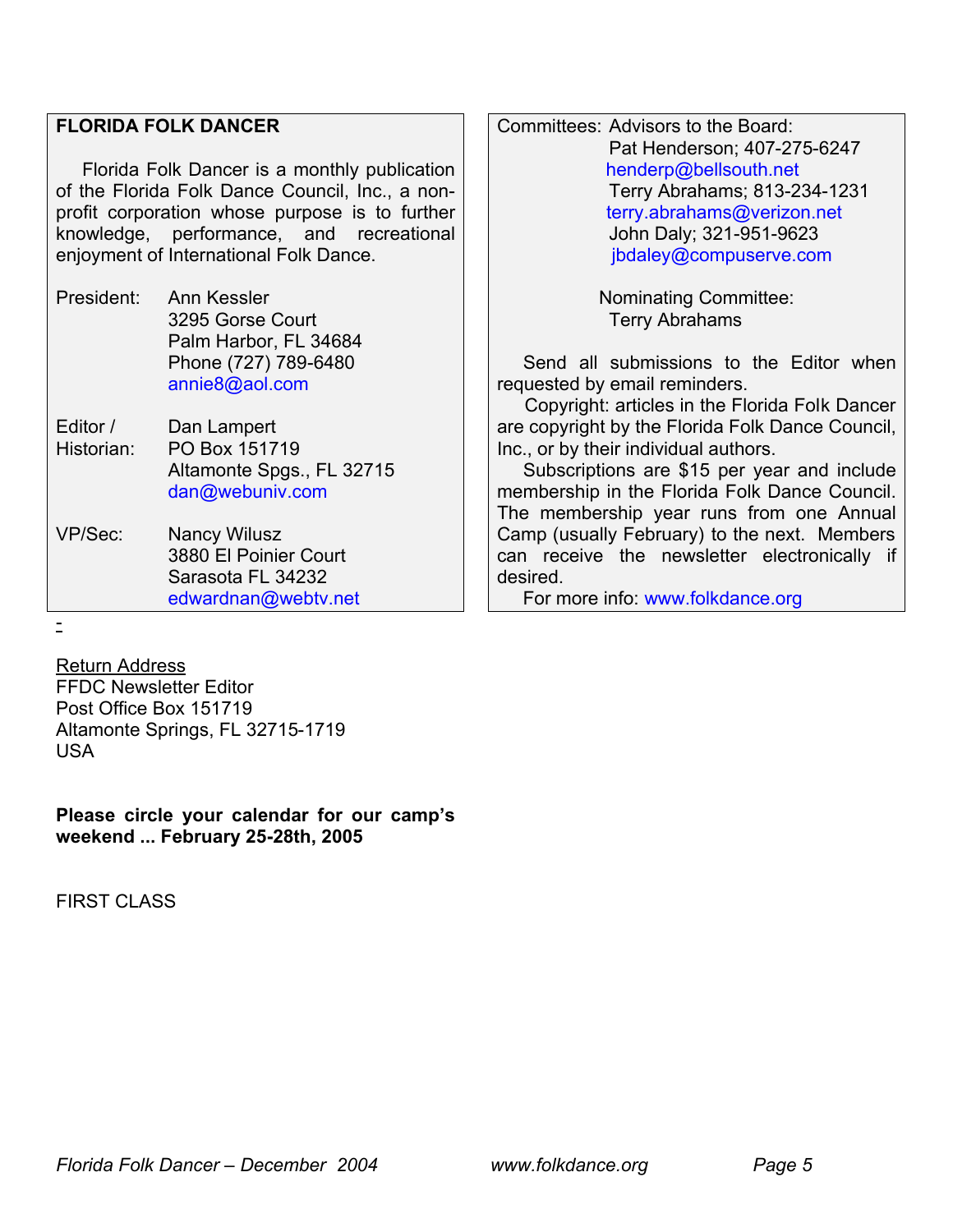**FLORIDA FOLK DANCER**

Florida Folk Dancer is a monthly publication of the Florida Folk Dance Council, Inc., a non-profit corporation whose purpose is to further knowledge, performance, and recreational enjoyment of International Folk Dance.

President: Ann Kessler
3295 Gorse Court
Palm Harbor, FL 34684
Phone (727) 789-6480
annie8@aol.com

Editor / Historian: Dan Lampert
PO Box 151719
Altamonte Spgs., FL 32715
dan@webuniv.com

VP/Sec: Nancy Wilusz
3880 El Poinier Court
Sarasota FL 34232
edwardnan@webtv.net

Committees: Advisors to the Board:
Pat Henderson; 407-275-6247
henderp@bellsouth.net
Terry Abrahams; 813-234-1231
terry.abrahams@verizon.net
John Daly; 321-951-9623
jbdaley@compuserve.com

Nominating Committee:
Terry Abrahams

Send all submissions to the Editor when requested by email reminders.

Copyright: articles in the Florida Folk Dancer are copyright by the Florida Folk Dance Council, Inc., or by their individual authors.

Subscriptions are $15 per year and include membership in the Florida Folk Dance Council. The membership year runs from one Annual Camp (usually February) to the next. Members can receive the newsletter electronically if desired.

For more info: www.folkdance.org

Return Address
FFDC Newsletter Editor
Post Office Box 151719
Altamonte Springs, FL 32715-1719
USA

**Please circle your calendar for our camp's weekend ... February 25-28th, 2005**

FIRST CLASS